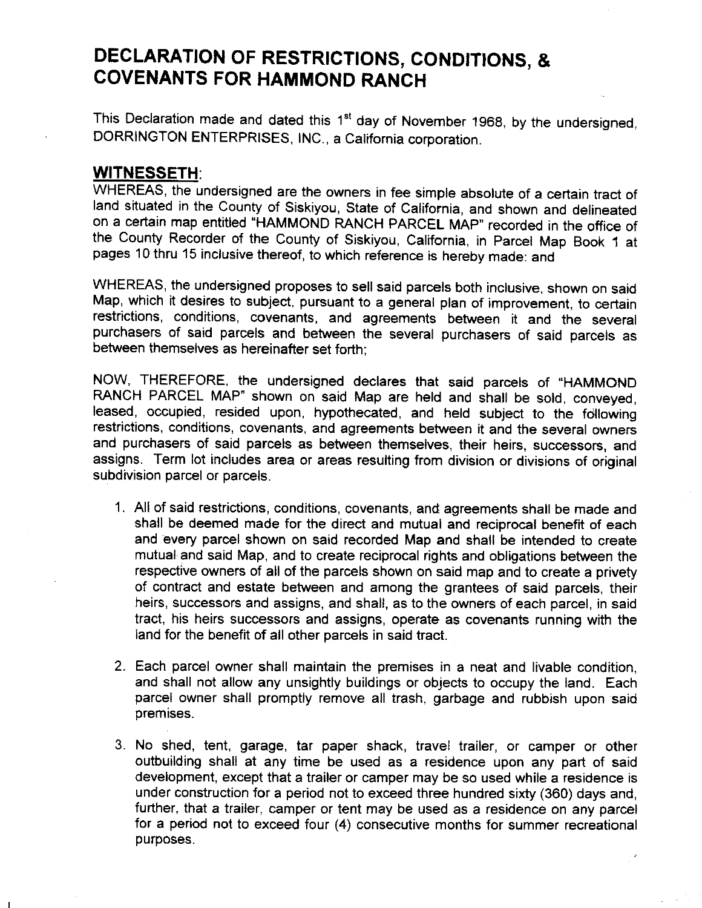# DECLARATION OF RESTRICTIONS, CONDITIONS, & COVENANTS FOR HAMMOND RANCH

This Declaration made and dated this 1st day of November 1968, by the undersigned, DORRINGTON ENTERPRISES, INC., a California corporation.

## WITNESSETH:

WHEREAS, the undersigned are the owners in fee simple absolute of a certain tract of land situated in the County of Siskiyou, State of California, and shown and delineated on a certain map entitled "HAMMOND RANCH PARCEL MAP" recorded in the office of the County Recorder of the County of Siskiyou, California, in Parcel Map Book 1 at pages 10 thru 15 inclusive thereof, to which reference is hereby made: and

WHEREAS, the undersigned proposes to sell said parcels both inclusive, shown on said Map, which it desires to subject, pursuant to a general plan of improvement, to certain restrictions, conditions, covenants, and agreements between it and the several purchasers of said parcels and between the several purchasers of said parcels as between themselves as hereinafter set forth;

NOW, THEREFORE, the undersigned declares that said parcels of "HAMMOND RANCH PARCEL MAP" shown on said Map are held and shall be sold, conveyed, leased, occupied, resided upon, hypothecated, and held subject to the following restrictions, conditions, covenants, and agreements between it and the several owners and purchasers of said parcels as between themselves, their heirs, successors, and assigns. Term lot includes area or areas resulting from division or divisions of original subdivision parcel or parcels.

1. All of said restrictions, conditions, covenants, and agreements shall be made and shall be deemed made for the direct and mutual and reciprocal benefit of each and every parcel shown on said recorded Map and shall be intended to create mutual and said Map, and to create reciprocal rights and obligations between the respective owners of all of the parcels shown on said map and to create a privety of contract and estate between and among the grantees of said parcels, their heirs, successors and assigns, and shall, as to the owners of each parcel, in said tract, his heirs successors and assigns, operate as covenants running with the land for the benefit of all other parcels in said tract.

2. Each parcel owner shall maintain the premises in a neat and livable condition, and shall not allow any unsightly buildings or objects to occupy the land. Each parcel owner shall promptly remove all trash, garbage and rubbish upon said premises.

3. No shed, tent, garage, tar paper shack, travel trailer, or camper or other outbuilding shall at any time be used as a residence upon any part of said development, except that a trailer or camper may be so used while a residence is under construction for a period not to exceed three hundred sixty (360) days and, further, that a trailer, camper or tent may be used as a residence on any parcel for a period not to exceed four (4) consecutive months for summer recreational purposes.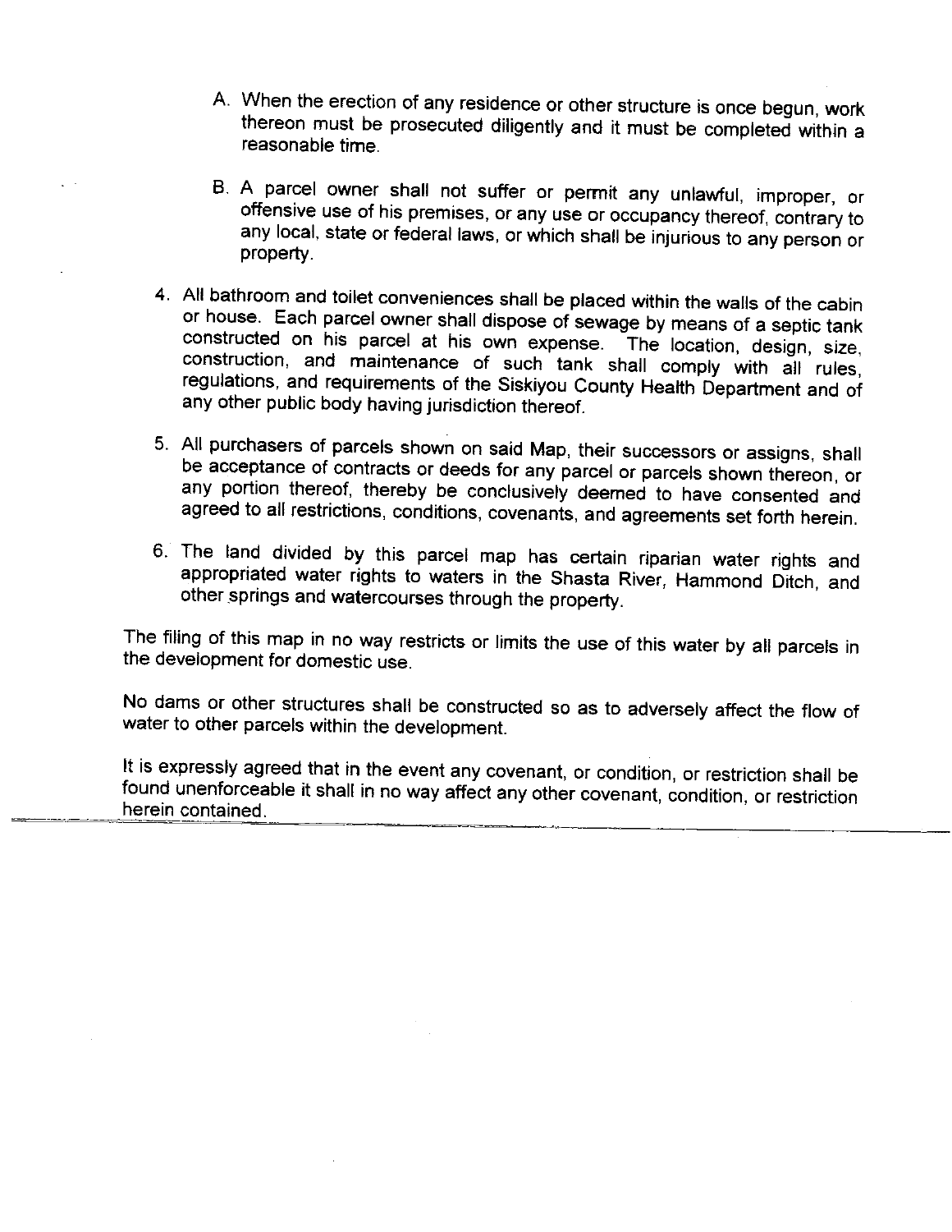A. When the erection of any residence or other structure is once begun, work thereon must be prosecuted diligently and it must be completed within a reasonable time.

B. A parcel owner shall not suffer or permit any unlawful, improper, or offensive use of his premises, or any use or occupancy thereof, contrary to any local, state or federal laws, or which shall be injurious to any person or property.

4. All bathroom and toilet conveniences shall be placed within the walls of the cabin or house. Each parcel owner shall dispose of sewage by means of a septic tank constructed on his parcel at his own expense. The location, design, size, construction, and maintenance of such tank shall comply with all rules, regulations, and requirements of the Siskiyou County Health Department and of any other public body having jurisdiction thereof.

5. All purchasers of parcels shown on said Map, their successors or assigns, shall be acceptance of contracts or deeds for any parcel or parcels shown thereon, or any portion thereof, thereby be conclusively deemed to have consented and agreed to all restrictions, conditions, covenants, and agreements set forth herein.

6. The land divided by this parcel map has certain riparian water rights and appropriated water rights to waters in the Shasta River, Hammond Ditch, and other springs and watercourses through the property.

The filing of this map in no way restricts or limits the use of this water by all parcels in the development for domestic use.

No dams or other structures shall be constructed so as to adversely affect the flow of water to other parcels within the development.

It is expressly agreed that in the event any covenant, or condition, or restriction shall be found unenforceable it shall in no way affect any other covenant, condition, or restriction herein contained.